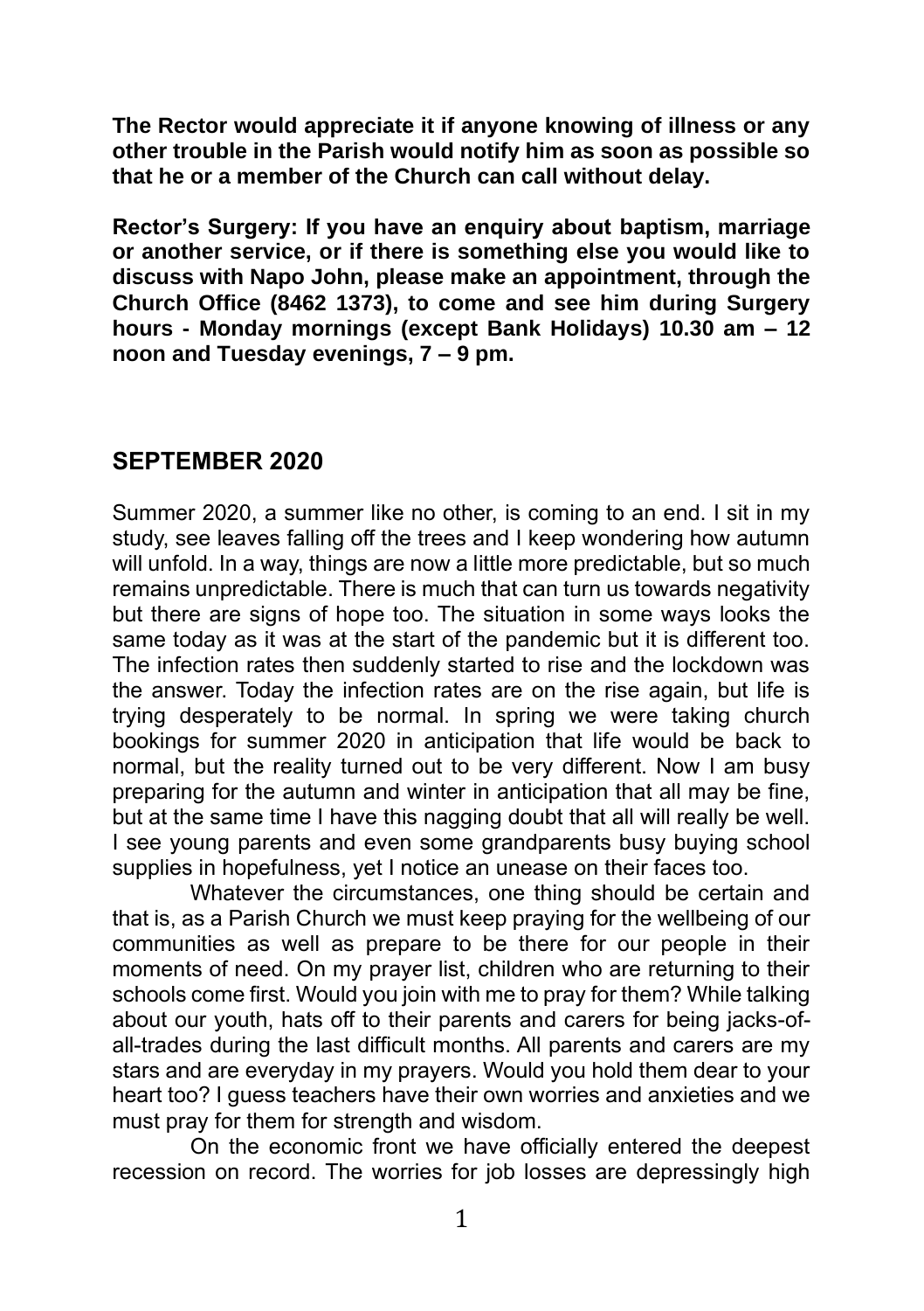**The Rector would appreciate it if anyone knowing of illness or any other trouble in the Parish would notify him as soon as possible so that he or a member of the Church can call without delay.**

**Rector's Surgery: If you have an enquiry about baptism, marriage or another service, or if there is something else you would like to discuss with Napo John, please make an appointment, through the Church Office (8462 1373), to come and see him during Surgery hours - Monday mornings (except Bank Holidays) 10.30 am – 12 noon and Tuesday evenings, 7 – 9 pm.**

## SEPTEMBER 2020

Summer 2020, a summer like no other, is coming to an end. I sit in my study, see leaves falling off the trees and I keep wondering how autumn will unfold. In a way, things are now a little more predictable, but so much remains unpredictable. There is much that can turn us towards negativity but there are signs of hope too. The situation in some ways looks the same today as it was at the start of the pandemic but it is different too. The infection rates then suddenly started to rise and the lockdown was the answer. Today the infection rates are on the rise again, but life is trying desperately to be normal. In spring we were taking church bookings for summer 2020 in anticipation that life would be back to normal, but the reality turned out to be very different. Now I am busy preparing for the autumn and winter in anticipation that all may be fine, but at the same time I have this nagging doubt that all will really be well. I see young parents and even some grandparents busy buying school supplies in hopefulness, yet I notice an unease on their faces too.

Whatever the circumstances, one thing should be certain and that is, as a Parish Church we must keep praying for the wellbeing of our communities as well as prepare to be there for our people in their moments of need. On my prayer list, children who are returning to their schools come first. Would you join with me to pray for them? While talking about our youth, hats off to their parents and carers for being jacks-of-all-trades during the last difficult months. All parents and carers are my stars and are everyday in my prayers. Would you hold them dear to your heart too? I guess teachers have their own worries and anxieties and we must pray for them for strength and wisdom.

On the economic front we have officially entered the deepest recession on record. The worries for job losses are depressingly high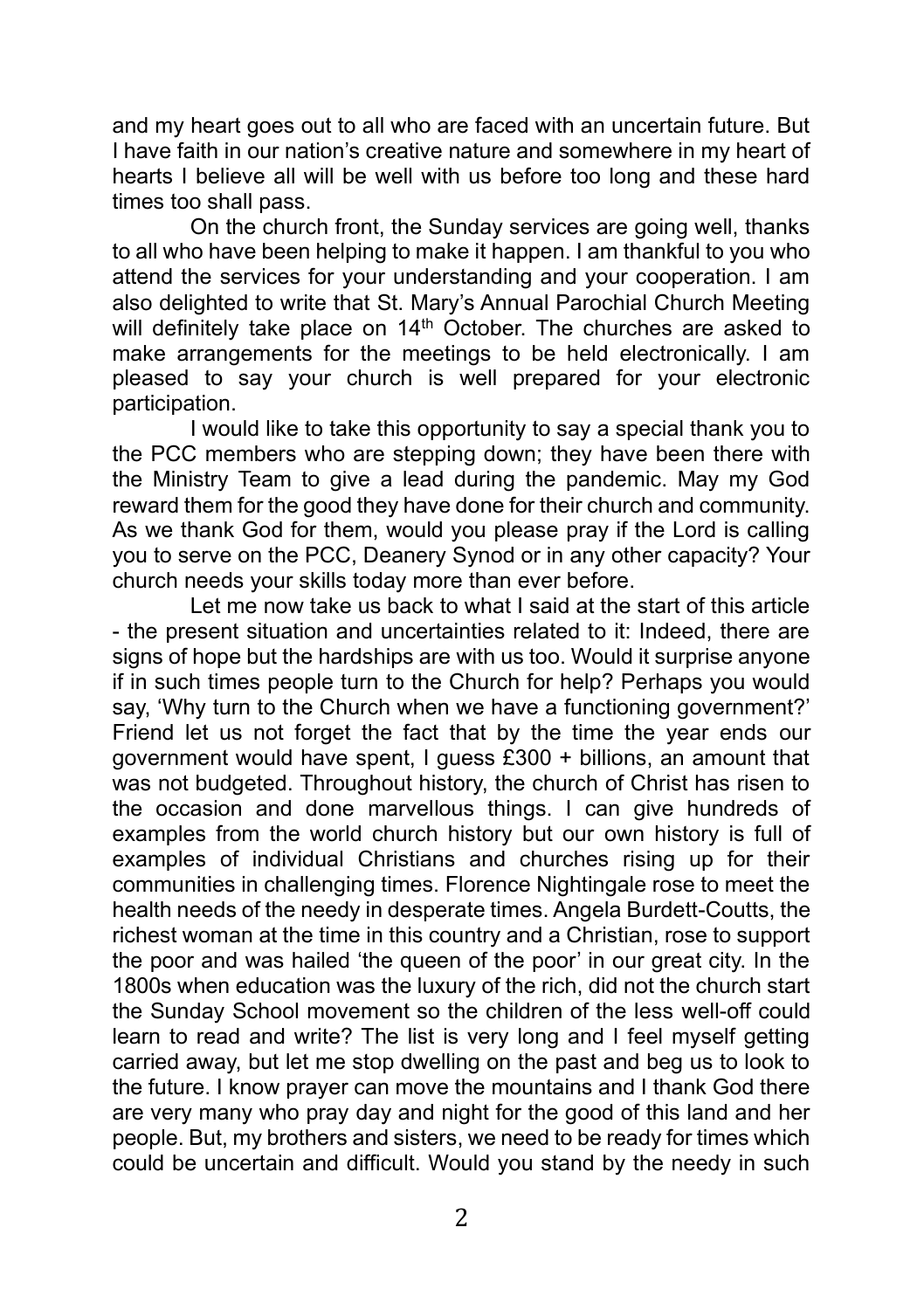and my heart goes out to all who are faced with an uncertain future. But I have faith in our nation's creative nature and somewhere in my heart of hearts I believe all will be well with us before too long and these hard times too shall pass.

On the church front, the Sunday services are going well, thanks to all who have been helping to make it happen. I am thankful to you who attend the services for your understanding and your cooperation. I am also delighted to write that St. Mary's Annual Parochial Church Meeting will definitely take place on 14th October. The churches are asked to make arrangements for the meetings to be held electronically. I am pleased to say your church is well prepared for your electronic participation.

I would like to take this opportunity to say a special thank you to the PCC members who are stepping down; they have been there with the Ministry Team to give a lead during the pandemic. May my God reward them for the good they have done for their church and community. As we thank God for them, would you please pray if the Lord is calling you to serve on the PCC, Deanery Synod or in any other capacity? Your church needs your skills today more than ever before.

Let me now take us back to what I said at the start of this article - the present situation and uncertainties related to it: Indeed, there are signs of hope but the hardships are with us too. Would it surprise anyone if in such times people turn to the Church for help? Perhaps you would say, 'Why turn to the Church when we have a functioning government?' Friend let us not forget the fact that by the time the year ends our government would have spent, I guess £300 + billions, an amount that was not budgeted. Throughout history, the church of Christ has risen to the occasion and done marvellous things. I can give hundreds of examples from the world church history but our own history is full of examples of individual Christians and churches rising up for their communities in challenging times. Florence Nightingale rose to meet the health needs of the needy in desperate times. Angela Burdett-Coutts, the richest woman at the time in this country and a Christian, rose to support the poor and was hailed 'the queen of the poor' in our great city. In the 1800s when education was the luxury of the rich, did not the church start the Sunday School movement so the children of the less well-off could learn to read and write? The list is very long and I feel myself getting carried away, but let me stop dwelling on the past and beg us to look to the future. I know prayer can move the mountains and I thank God there are very many who pray day and night for the good of this land and her people. But, my brothers and sisters, we need to be ready for times which could be uncertain and difficult. Would you stand by the needy in such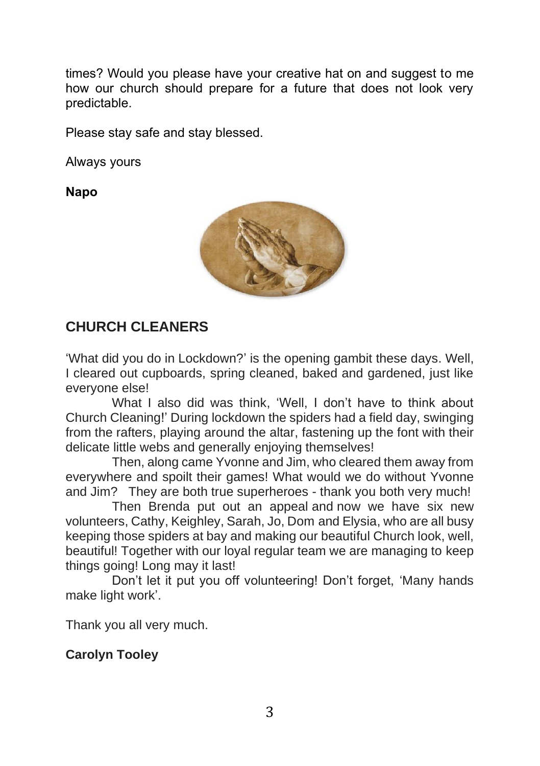times? Would you please have your creative hat on and suggest to me how our church should prepare for a future that does not look very predictable.

Please stay safe and stay blessed.

Always yours

**Napo**

## CHURCH CLEANERS

'What did you do in Lockdown?' is the opening gambit these days. Well, I cleared out cupboards, spring cleaned, baked and gardened, just like everyone else!

What I also did was think, 'Well, I don't have to think about Church Cleaning!' During lockdown the spiders had a field day, swinging from the rafters, playing around the altar, fastening up the font with their delicate little webs and generally enjoying themselves!

Then, along came Yvonne and Jim, who cleared them away from everywhere and spoilt their games! What would we do without Yvonne and Jim? They are both true superheroes - thank you both very much!

Then Brenda put out an appeal and now we have six new volunteers, Cathy, Keighley, Sarah, Jo, Dom and Elysia, who are all busy keeping those spiders at bay and making our beautiful Church look, well, beautiful! Together with our loyal regular team we are managing to keep things going! Long may it last!

Don't let it put you off volunteering! Don't forget, 'Many hands make light work'.

Thank you all very much.

**Carolyn Tooley**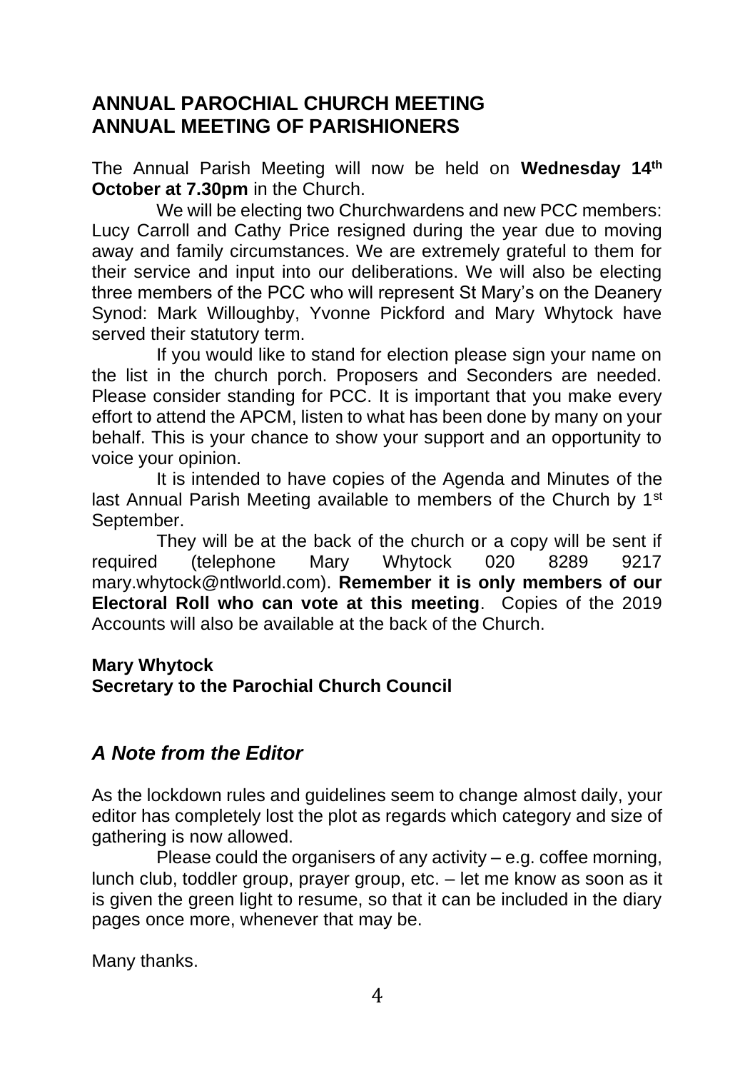## ANNUAL PAROCHIAL CHURCH MEETING
## ANNUAL MEETING OF PARISHIONERS

The Annual Parish Meeting will now be held on **Wednesday 14th October at 7.30pm** in the Church.

We will be electing two Churchwardens and new PCC members: Lucy Carroll and Cathy Price resigned during the year due to moving away and family circumstances. We are extremely grateful to them for their service and input into our deliberations. We will also be electing three members of the PCC who will represent St Mary's on the Deanery Synod: Mark Willoughby, Yvonne Pickford and Mary Whytock have served their statutory term.

If you would like to stand for election please sign your name on the list in the church porch. Proposers and Seconders are needed. Please consider standing for PCC. It is important that you make every effort to attend the APCM, listen to what has been done by many on your behalf. This is your chance to show your support and an opportunity to voice your opinion.

It is intended to have copies of the Agenda and Minutes of the last Annual Parish Meeting available to members of the Church by 1st September.

They will be at the back of the church or a copy will be sent if required (telephone Mary Whytock 020 8289 9217 mary.whytock@ntlworld.com). **Remember it is only members of our Electoral Roll who can vote at this meeting**. Copies of the 2019 Accounts will also be available at the back of the Church.

**Mary Whytock**
**Secretary to the Parochial Church Council**

## *A Note from the Editor*

As the lockdown rules and guidelines seem to change almost daily, your editor has completely lost the plot as regards which category and size of gathering is now allowed.

Please could the organisers of any activity – e.g. coffee morning, lunch club, toddler group, prayer group, etc. – let me know as soon as it is given the green light to resume, so that it can be included in the diary pages once more, whenever that may be.

Many thanks.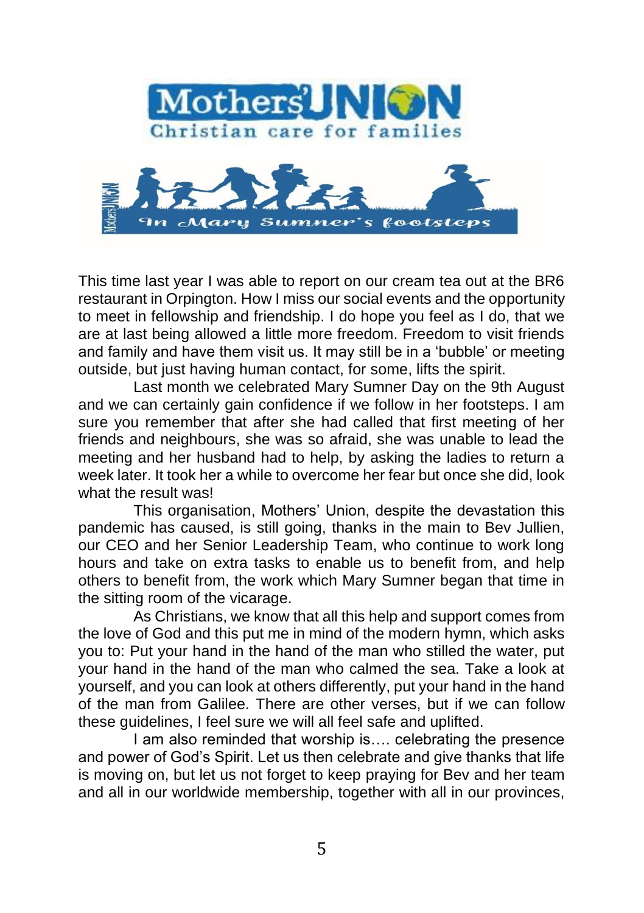This time last year I was able to report on our cream tea out at the BR6 restaurant in Orpington. How I miss our social events and the opportunity to meet in fellowship and friendship. I do hope you feel as I do, that we are at last being allowed a little more freedom. Freedom to visit friends and family and have them visit us. It may still be in a 'bubble' or meeting outside, but just having human contact, for some, lifts the spirit.

Last month we celebrated Mary Sumner Day on the 9th August and we can certainly gain confidence if we follow in her footsteps. I am sure you remember that after she had called that first meeting of her friends and neighbours, she was so afraid, she was unable to lead the meeting and her husband had to help, by asking the ladies to return a week later. It took her a while to overcome her fear but once she did, look what the result was!

This organisation, Mothers' Union, despite the devastation this pandemic has caused, is still going, thanks in the main to Bev Jullien, our CEO and her Senior Leadership Team, who continue to work long hours and take on extra tasks to enable us to benefit from, and help others to benefit from, the work which Mary Sumner began that time in the sitting room of the vicarage.

As Christians, we know that all this help and support comes from the love of God and this put me in mind of the modern hymn, which asks you to: Put your hand in the hand of the man who stilled the water, put your hand in the hand of the man who calmed the sea. Take a look at yourself, and you can look at others differently, put your hand in the hand of the man from Galilee. There are other verses, but if we can follow these guidelines, I feel sure we will all feel safe and uplifted.

I am also reminded that worship is…. celebrating the presence and power of God's Spirit. Let us then celebrate and give thanks that life is moving on, but let us not forget to keep praying for Bev and her team and all in our worldwide membership, together with all in our provinces,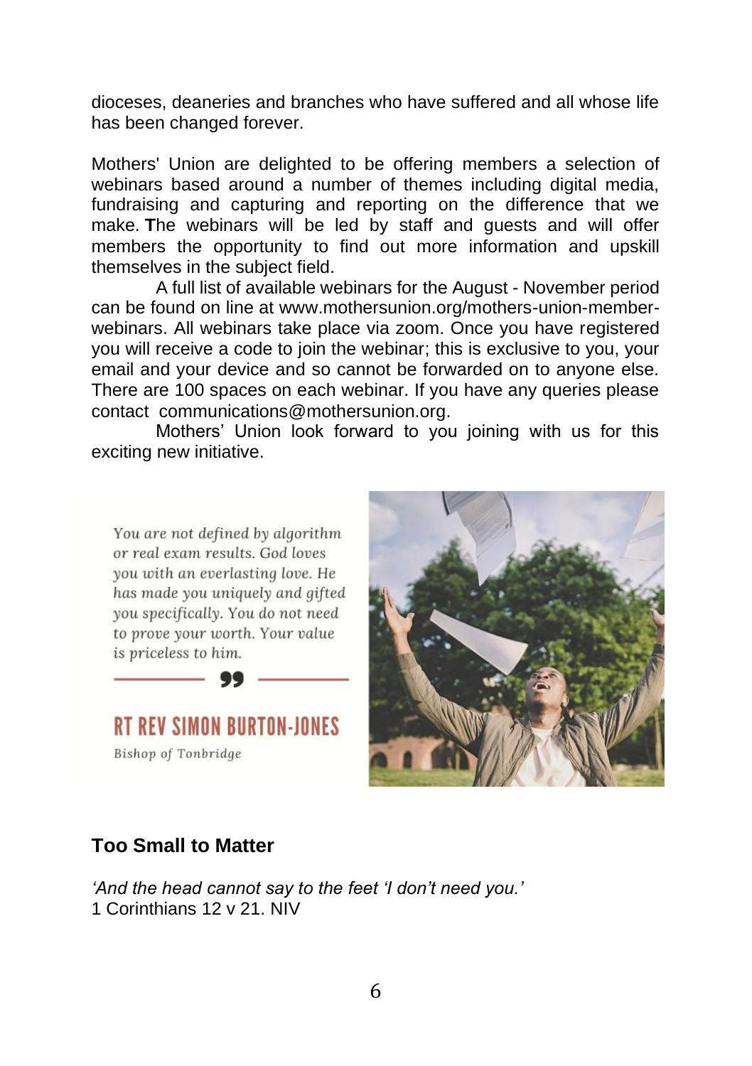dioceses, deaneries and branches who have suffered and all whose life has been changed forever.

Mothers' Union are delighted to be offering members a selection of webinars based around a number of themes including digital media, fundraising and capturing and reporting on the difference that we make. **T**he webinars will be led by staff and guests and will offer members the opportunity to find out more information and upskill themselves in the subject field.

A full list of available webinars for the August - November period can be found on line at www.mothersunion.org/mothers-union-member-webinars. All webinars take place via zoom. Once you have registered you will receive a code to join the webinar; this is exclusive to you, your email and your device and so cannot be forwarded on to anyone else. There are 100 spaces on each webinar. If you have any queries please contact communications@mothersunion.org.

Mothers' Union look forward to you joining with us for this exciting new initiative.

*You are not defined by algorithm or real exam results. God loves you with an everlasting love. He has made you uniquely and gifted you specifically. You do not need to prove your worth. Your value is priceless to him.*

**RT REV SIMON BURTON-JONES**

*Bishop of Tonbridge*

## Too Small to Matter

*'And the head cannot say to the feet 'I don't need you.'*
1 Corinthians 12 v 21. NIV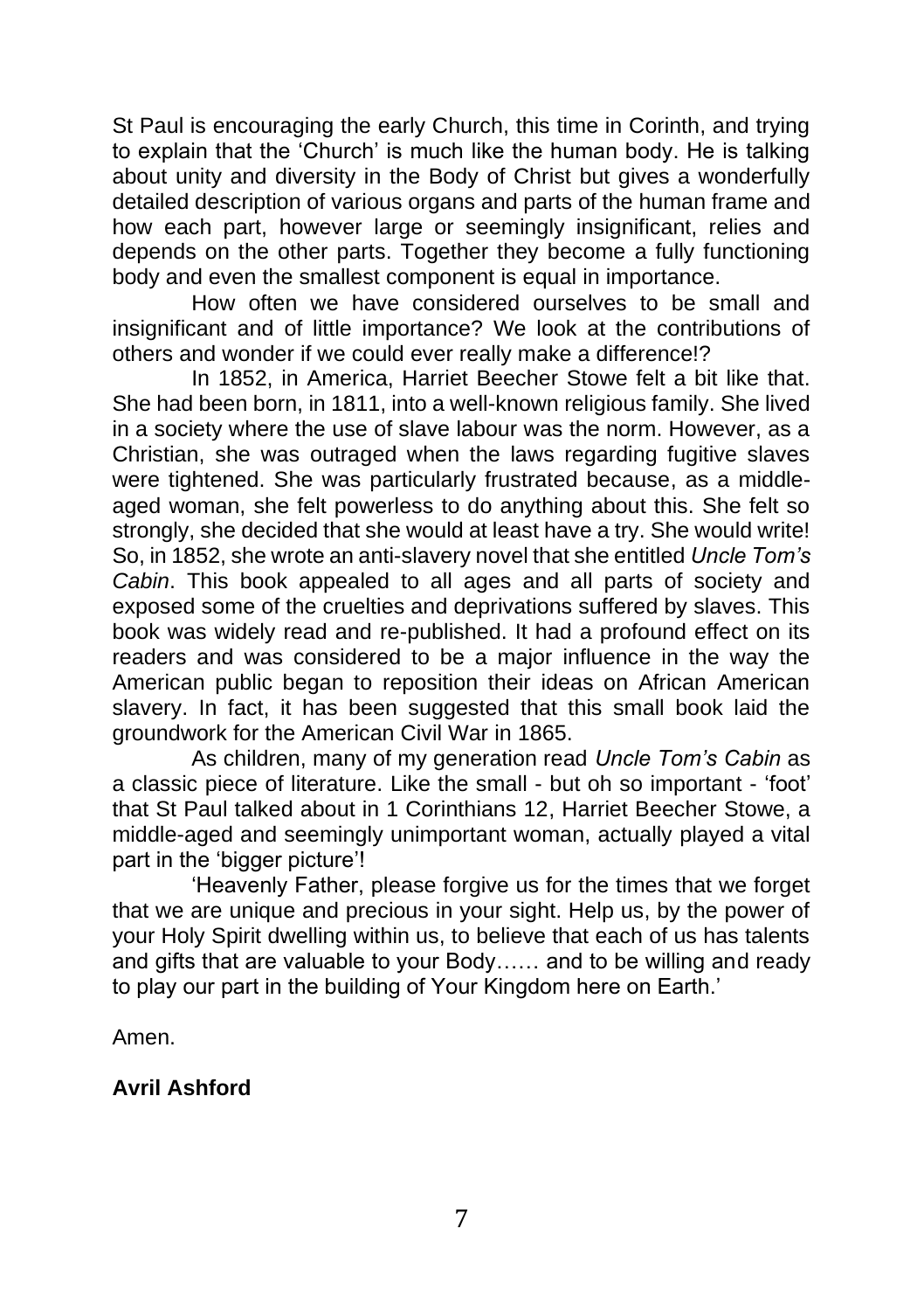St Paul is encouraging the early Church, this time in Corinth, and trying to explain that the 'Church' is much like the human body. He is talking about unity and diversity in the Body of Christ but gives a wonderfully detailed description of various organs and parts of the human frame and how each part, however large or seemingly insignificant, relies and depends on the other parts. Together they become a fully functioning body and even the smallest component is equal in importance.

How often we have considered ourselves to be small and insignificant and of little importance? We look at the contributions of others and wonder if we could ever really make a difference!?

In 1852, in America, Harriet Beecher Stowe felt a bit like that. She had been born, in 1811, into a well-known religious family. She lived in a society where the use of slave labour was the norm. However, as a Christian, she was outraged when the laws regarding fugitive slaves were tightened. She was particularly frustrated because, as a middle-aged woman, she felt powerless to do anything about this. She felt so strongly, she decided that she would at least have a try. She would write! So, in 1852, she wrote an anti-slavery novel that she entitled *Uncle Tom's Cabin*. This book appealed to all ages and all parts of society and exposed some of the cruelties and deprivations suffered by slaves. This book was widely read and re-published. It had a profound effect on its readers and was considered to be a major influence in the way the American public began to reposition their ideas on African American slavery. In fact, it has been suggested that this small book laid the groundwork for the American Civil War in 1865.

As children, many of my generation read *Uncle Tom's Cabin* as a classic piece of literature. Like the small - but oh so important - 'foot' that St Paul talked about in 1 Corinthians 12, Harriet Beecher Stowe, a middle-aged and seemingly unimportant woman, actually played a vital part in the 'bigger picture'!

'Heavenly Father, please forgive us for the times that we forget that we are unique and precious in your sight. Help us, by the power of your Holy Spirit dwelling within us, to believe that each of us has talents and gifts that are valuable to your Body…… and to be willing and ready to play our part in the building of Your Kingdom here on Earth.'

Amen.

**Avril Ashford**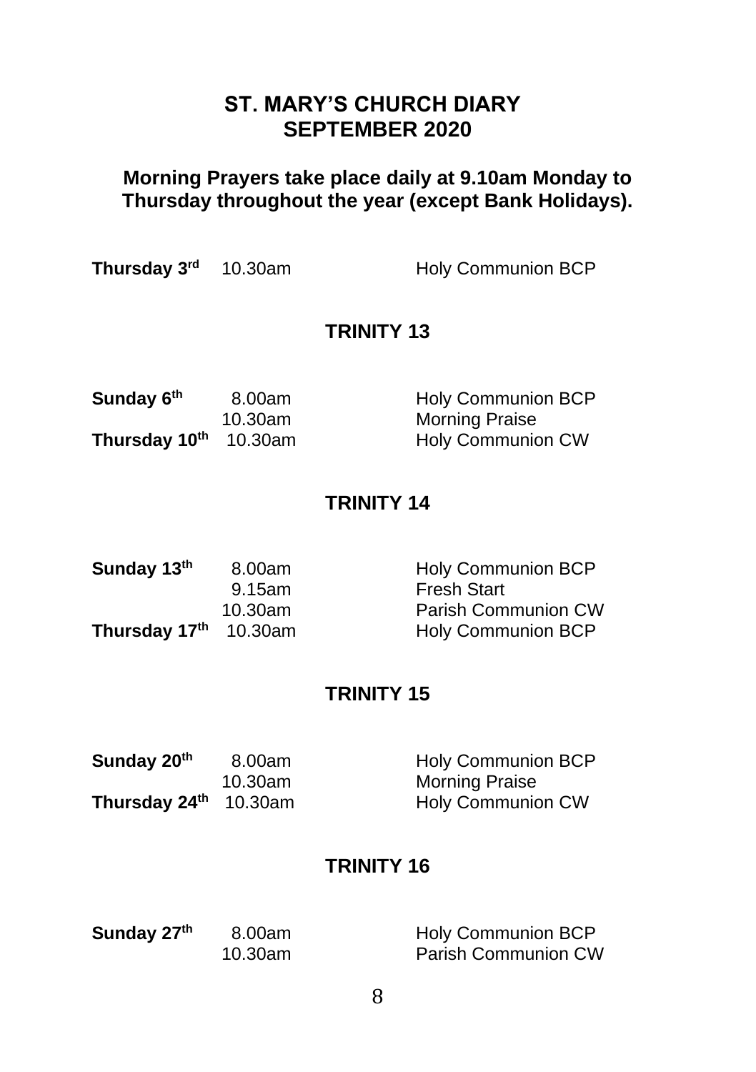## ST. MARY'S CHURCH DIARY
## SEPTEMBER 2020

**Morning Prayers take place daily at 9.10am Monday to Thursday throughout the year (except Bank Holidays).**

| | | |
|---|---|---|
| **Thursday 3rd** | 10.30am | Holy Communion BCP |

### TRINITY 13

| | | |
|---|---|---|
| **Sunday 6th** | 8.00am | Holy Communion BCP |
| | 10.30am | Morning Praise |
| **Thursday 10th** | 10.30am | Holy Communion CW |

### TRINITY 14

| | | |
|---|---|---|
| **Sunday 13th** | 8.00am | Holy Communion BCP |
| | 9.15am | Fresh Start |
| | 10.30am | Parish Communion CW |
| **Thursday 17th** | 10.30am | Holy Communion BCP |

### TRINITY 15

| | | |
|---|---|---|
| **Sunday 20th** | 8.00am | Holy Communion BCP |
| | 10.30am | Morning Praise |
| **Thursday 24th** | 10.30am | Holy Communion CW |

### TRINITY 16

| | | |
|---|---|---|
| **Sunday 27th** | 8.00am | Holy Communion BCP |
| | 10.30am | Parish Communion CW |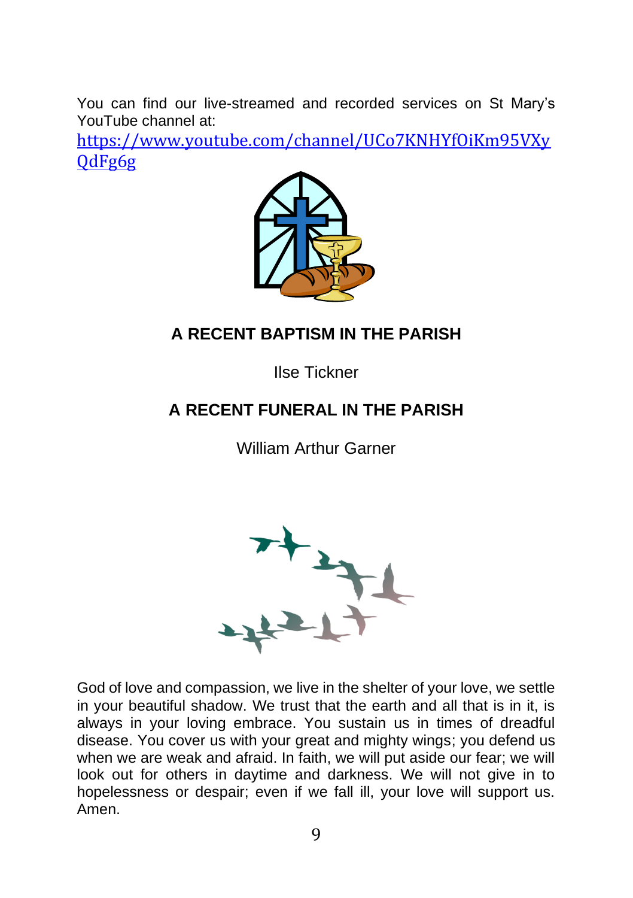You can find our live-streamed and recorded services on St Mary's YouTube channel at:
https://www.youtube.com/channel/UCo7KNHYfOiKm95VXyQdFg6g

## A RECENT BAPTISM IN THE PARISH

Ilse Tickner

## A RECENT FUNERAL IN THE PARISH

William Arthur Garner

God of love and compassion, we live in the shelter of your love, we settle in your beautiful shadow. We trust that the earth and all that is in it, is always in your loving embrace. You sustain us in times of dreadful disease. You cover us with your great and mighty wings; you defend us when we are weak and afraid. In faith, we will put aside our fear; we will look out for others in daytime and darkness. We will not give in to hopelessness or despair; even if we fall ill, your love will support us. Amen.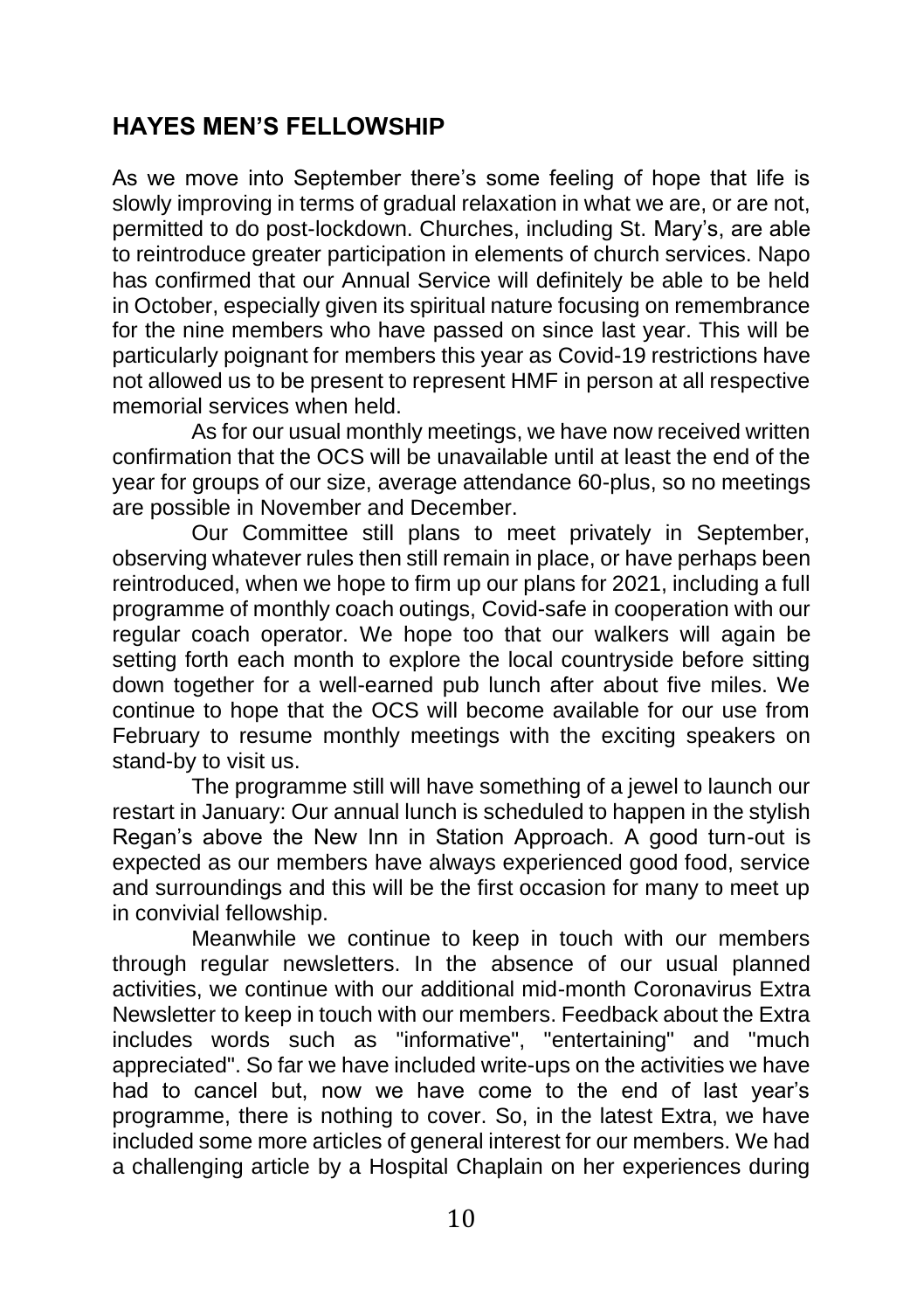## HAYES MEN'S FELLOWSHIP

As we move into September there's some feeling of hope that life is slowly improving in terms of gradual relaxation in what we are, or are not, permitted to do post-lockdown. Churches, including St. Mary's, are able to reintroduce greater participation in elements of church services. Napo has confirmed that our Annual Service will definitely be able to be held in October, especially given its spiritual nature focusing on remembrance for the nine members who have passed on since last year. This will be particularly poignant for members this year as Covid-19 restrictions have not allowed us to be present to represent HMF in person at all respective memorial services when held.

As for our usual monthly meetings, we have now received written confirmation that the OCS will be unavailable until at least the end of the year for groups of our size, average attendance 60-plus, so no meetings are possible in November and December.

Our Committee still plans to meet privately in September, observing whatever rules then still remain in place, or have perhaps been reintroduced, when we hope to firm up our plans for 2021, including a full programme of monthly coach outings, Covid-safe in cooperation with our regular coach operator. We hope too that our walkers will again be setting forth each month to explore the local countryside before sitting down together for a well-earned pub lunch after about five miles. We continue to hope that the OCS will become available for our use from February to resume monthly meetings with the exciting speakers on stand-by to visit us.

The programme still will have something of a jewel to launch our restart in January: Our annual lunch is scheduled to happen in the stylish Regan's above the New Inn in Station Approach. A good turn-out is expected as our members have always experienced good food, service and surroundings and this will be the first occasion for many to meet up in convivial fellowship.

Meanwhile we continue to keep in touch with our members through regular newsletters. In the absence of our usual planned activities, we continue with our additional mid-month Coronavirus Extra Newsletter to keep in touch with our members. Feedback about the Extra includes words such as "informative", "entertaining" and "much appreciated". So far we have included write-ups on the activities we have had to cancel but, now we have come to the end of last year's programme, there is nothing to cover. So, in the latest Extra, we have included some more articles of general interest for our members. We had a challenging article by a Hospital Chaplain on her experiences during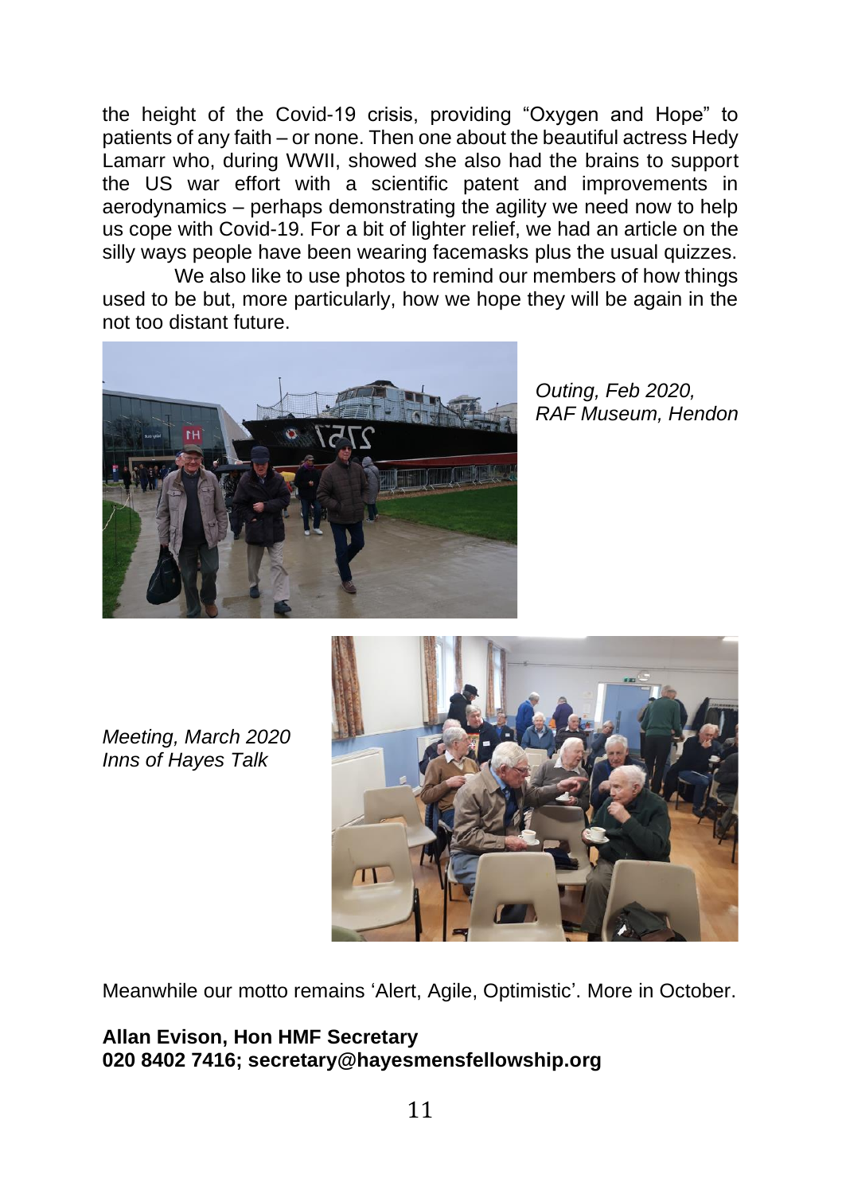the height of the Covid-19 crisis, providing "Oxygen and Hope" to patients of any faith – or none. Then one about the beautiful actress Hedy Lamarr who, during WWII, showed she also had the brains to support the US war effort with a scientific patent and improvements in aerodynamics – perhaps demonstrating the agility we need now to help us cope with Covid-19. For a bit of lighter relief, we had an article on the silly ways people have been wearing facemasks plus the usual quizzes.

We also like to use photos to remind our members of how things used to be but, more particularly, how we hope they will be again in the not too distant future.

*Outing, Feb 2020, RAF Museum, Hendon*

*Meeting, March 2020 Inns of Hayes Talk*

Meanwhile our motto remains 'Alert, Agile, Optimistic'. More in October.

**Allan Evison, Hon HMF Secretary**
**020 8402 7416; secretary@hayesmensfellowship.org**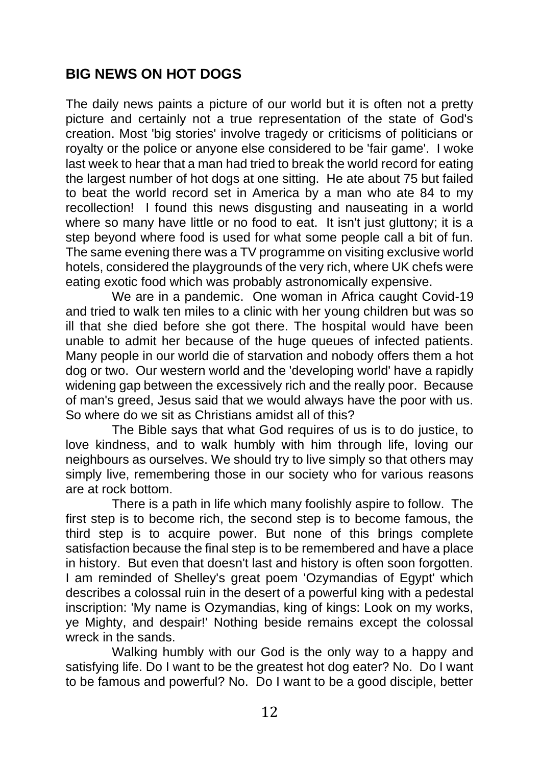## BIG NEWS ON HOT DOGS

The daily news paints a picture of our world but it is often not a pretty picture and certainly not a true representation of the state of God's creation. Most 'big stories' involve tragedy or criticisms of politicians or royalty or the police or anyone else considered to be 'fair game'. I woke last week to hear that a man had tried to break the world record for eating the largest number of hot dogs at one sitting. He ate about 75 but failed to beat the world record set in America by a man who ate 84 to my recollection! I found this news disgusting and nauseating in a world where so many have little or no food to eat. It isn't just gluttony; it is a step beyond where food is used for what some people call a bit of fun. The same evening there was a TV programme on visiting exclusive world hotels, considered the playgrounds of the very rich, where UK chefs were eating exotic food which was probably astronomically expensive.

We are in a pandemic. One woman in Africa caught Covid-19 and tried to walk ten miles to a clinic with her young children but was so ill that she died before she got there. The hospital would have been unable to admit her because of the huge queues of infected patients. Many people in our world die of starvation and nobody offers them a hot dog or two. Our western world and the 'developing world' have a rapidly widening gap between the excessively rich and the really poor. Because of man's greed, Jesus said that we would always have the poor with us. So where do we sit as Christians amidst all of this?

The Bible says that what God requires of us is to do justice, to love kindness, and to walk humbly with him through life, loving our neighbours as ourselves. We should try to live simply so that others may simply live, remembering those in our society who for various reasons are at rock bottom.

There is a path in life which many foolishly aspire to follow. The first step is to become rich, the second step is to become famous, the third step is to acquire power. But none of this brings complete satisfaction because the final step is to be remembered and have a place in history. But even that doesn't last and history is often soon forgotten. I am reminded of Shelley's great poem 'Ozymandias of Egypt' which describes a colossal ruin in the desert of a powerful king with a pedestal inscription: 'My name is Ozymandias, king of kings: Look on my works, ye Mighty, and despair!' Nothing beside remains except the colossal wreck in the sands.

Walking humbly with our God is the only way to a happy and satisfying life. Do I want to be the greatest hot dog eater? No. Do I want to be famous and powerful? No. Do I want to be a good disciple, better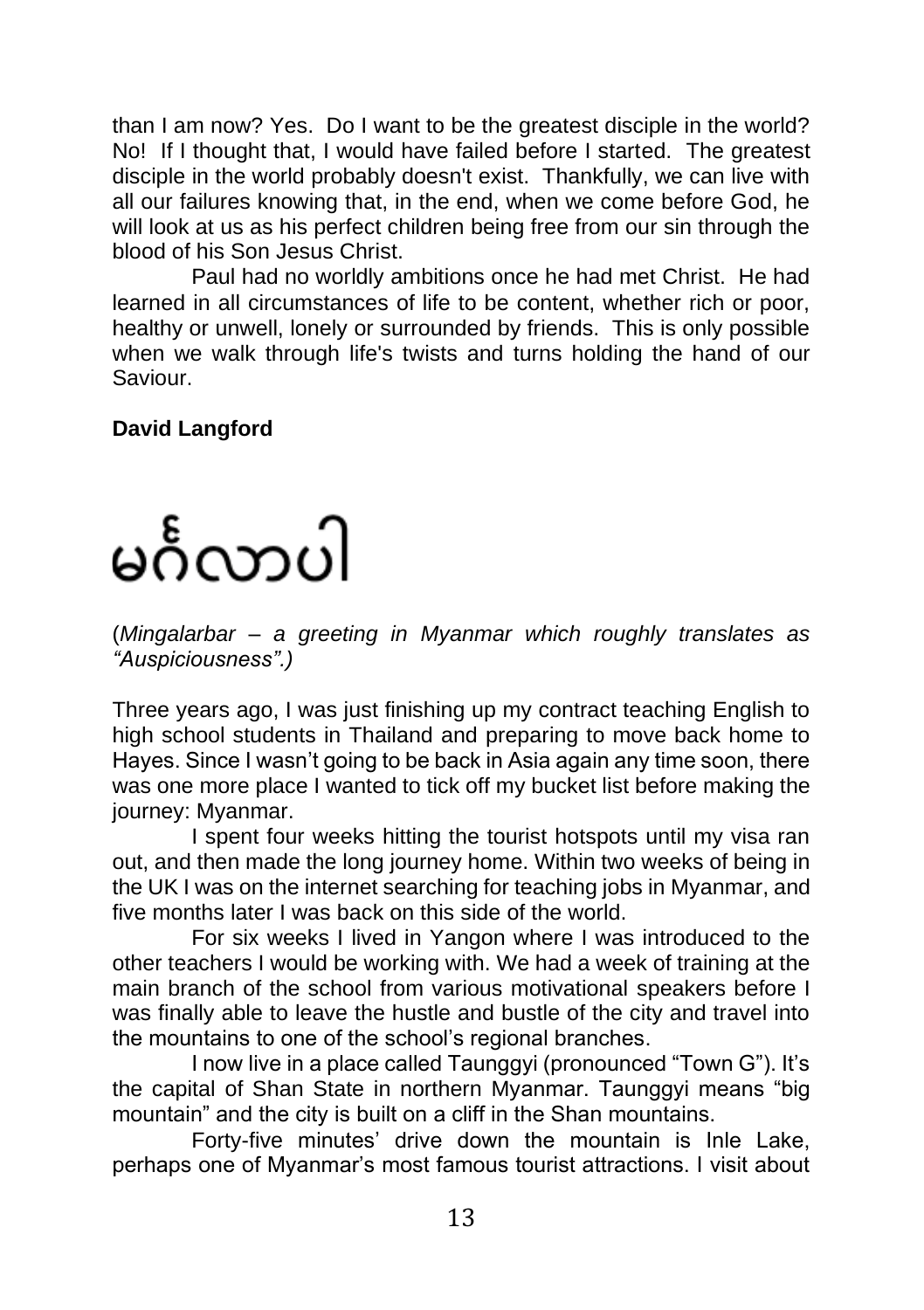than I am now? Yes. Do I want to be the greatest disciple in the world? No! If I thought that, I would have failed before I started. The greatest disciple in the world probably doesn't exist. Thankfully, we can live with all our failures knowing that, in the end, when we come before God, he will look at us as his perfect children being free from our sin through the blood of his Son Jesus Christ.

Paul had no worldly ambitions once he had met Christ. He had learned in all circumstances of life to be content, whether rich or poor, healthy or unwell, lonely or surrounded by friends. This is only possible when we walk through life's twists and turns holding the hand of our Saviour.

**David Langford**

# မင်္ဂလာပါ

(*Mingalarbar – a greeting in Myanmar which roughly translates as "Auspiciousness".)*

Three years ago, I was just finishing up my contract teaching English to high school students in Thailand and preparing to move back home to Hayes. Since I wasn't going to be back in Asia again any time soon, there was one more place I wanted to tick off my bucket list before making the journey: Myanmar.

I spent four weeks hitting the tourist hotspots until my visa ran out, and then made the long journey home. Within two weeks of being in the UK I was on the internet searching for teaching jobs in Myanmar, and five months later I was back on this side of the world.

For six weeks I lived in Yangon where I was introduced to the other teachers I would be working with. We had a week of training at the main branch of the school from various motivational speakers before I was finally able to leave the hustle and bustle of the city and travel into the mountains to one of the school's regional branches.

I now live in a place called Taunggyi (pronounced "Town G"). It's the capital of Shan State in northern Myanmar. Taunggyi means "big mountain" and the city is built on a cliff in the Shan mountains.

Forty-five minutes' drive down the mountain is Inle Lake, perhaps one of Myanmar's most famous tourist attractions. I visit about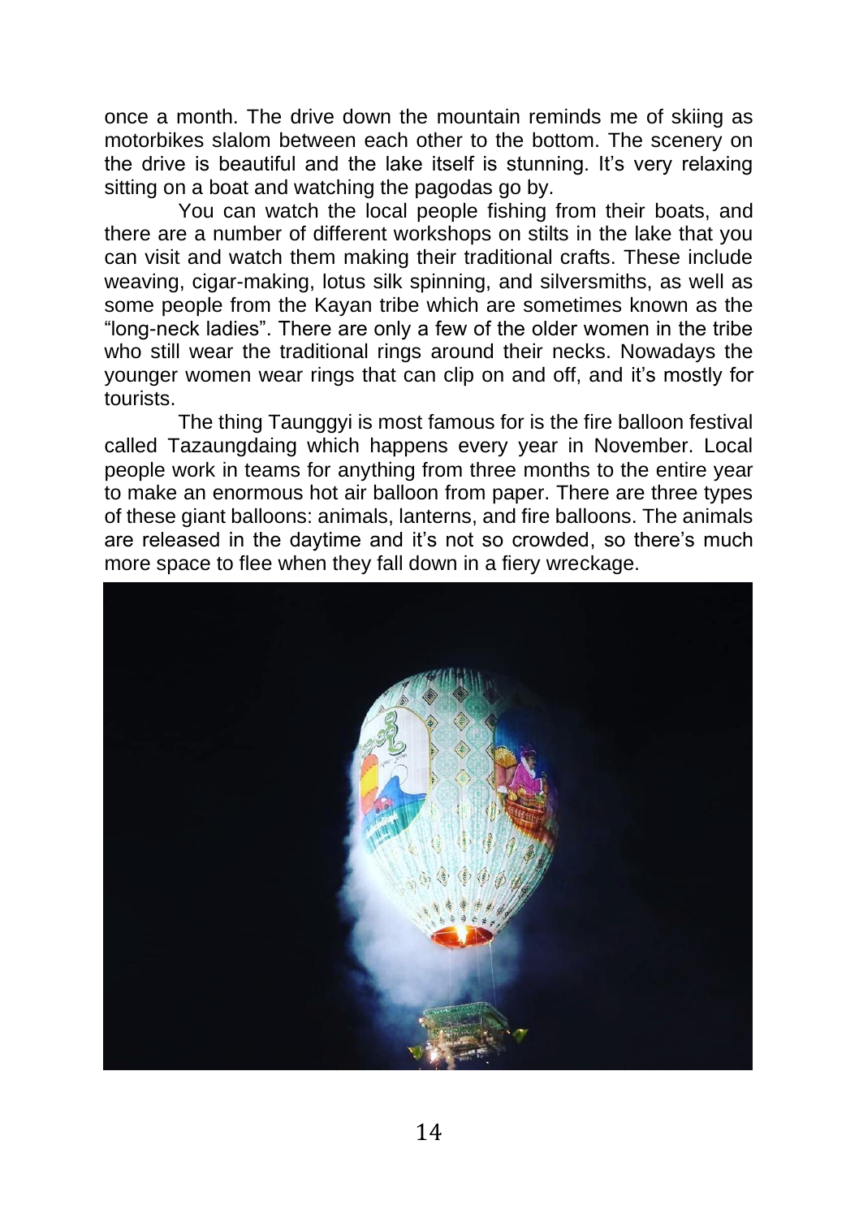once a month. The drive down the mountain reminds me of skiing as motorbikes slalom between each other to the bottom. The scenery on the drive is beautiful and the lake itself is stunning. It's very relaxing sitting on a boat and watching the pagodas go by.

You can watch the local people fishing from their boats, and there are a number of different workshops on stilts in the lake that you can visit and watch them making their traditional crafts. These include weaving, cigar-making, lotus silk spinning, and silversmiths, as well as some people from the Kayan tribe which are sometimes known as the "long-neck ladies". There are only a few of the older women in the tribe who still wear the traditional rings around their necks. Nowadays the younger women wear rings that can clip on and off, and it's mostly for tourists.

The thing Taunggyi is most famous for is the fire balloon festival called Tazaungdaing which happens every year in November. Local people work in teams for anything from three months to the entire year to make an enormous hot air balloon from paper. There are three types of these giant balloons: animals, lanterns, and fire balloons. The animals are released in the daytime and it's not so crowded, so there's much more space to flee when they fall down in a fiery wreckage.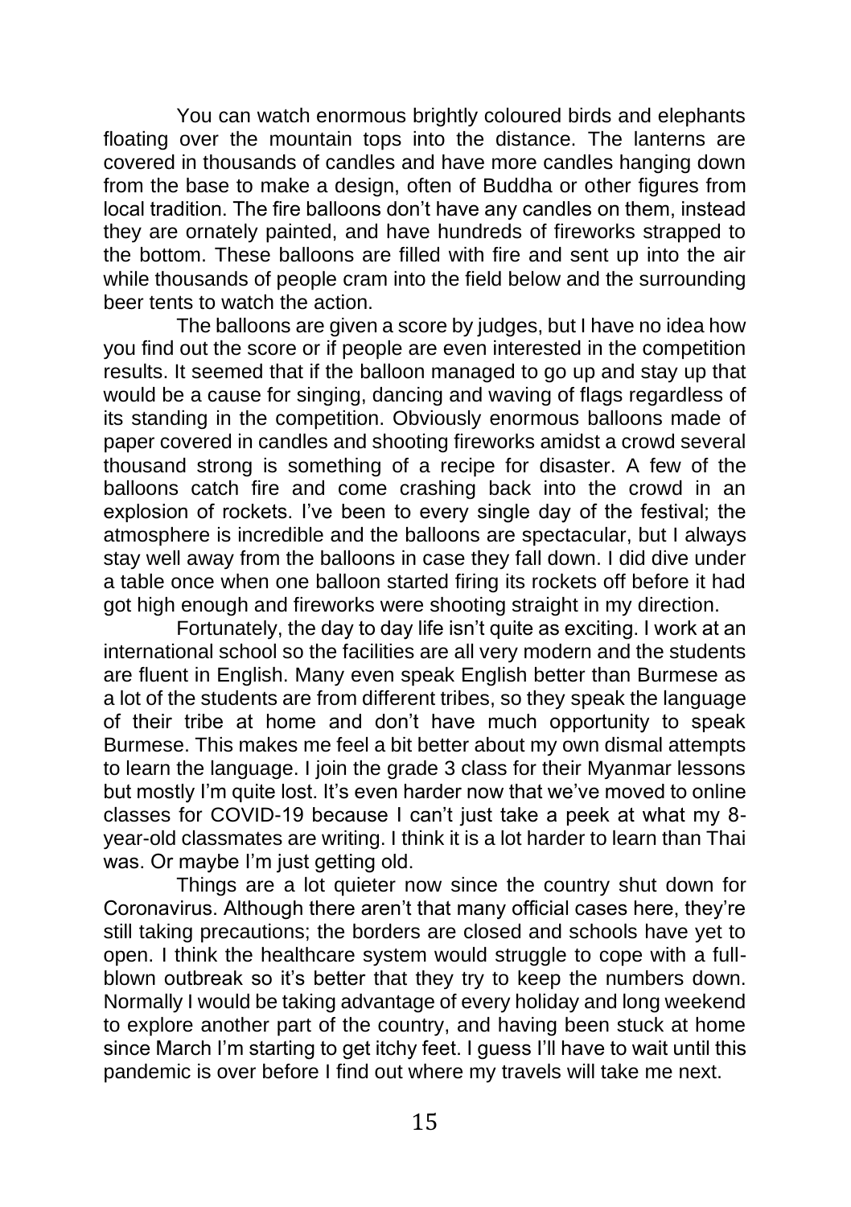You can watch enormous brightly coloured birds and elephants floating over the mountain tops into the distance. The lanterns are covered in thousands of candles and have more candles hanging down from the base to make a design, often of Buddha or other figures from local tradition. The fire balloons don't have any candles on them, instead they are ornately painted, and have hundreds of fireworks strapped to the bottom. These balloons are filled with fire and sent up into the air while thousands of people cram into the field below and the surrounding beer tents to watch the action.

The balloons are given a score by judges, but I have no idea how you find out the score or if people are even interested in the competition results. It seemed that if the balloon managed to go up and stay up that would be a cause for singing, dancing and waving of flags regardless of its standing in the competition. Obviously enormous balloons made of paper covered in candles and shooting fireworks amidst a crowd several thousand strong is something of a recipe for disaster. A few of the balloons catch fire and come crashing back into the crowd in an explosion of rockets. I've been to every single day of the festival; the atmosphere is incredible and the balloons are spectacular, but I always stay well away from the balloons in case they fall down. I did dive under a table once when one balloon started firing its rockets off before it had got high enough and fireworks were shooting straight in my direction.

Fortunately, the day to day life isn't quite as exciting. I work at an international school so the facilities are all very modern and the students are fluent in English. Many even speak English better than Burmese as a lot of the students are from different tribes, so they speak the language of their tribe at home and don't have much opportunity to speak Burmese. This makes me feel a bit better about my own dismal attempts to learn the language. I join the grade 3 class for their Myanmar lessons but mostly I'm quite lost. It's even harder now that we've moved to online classes for COVID-19 because I can't just take a peek at what my 8-year-old classmates are writing. I think it is a lot harder to learn than Thai was. Or maybe I'm just getting old.

Things are a lot quieter now since the country shut down for Coronavirus. Although there aren't that many official cases here, they're still taking precautions; the borders are closed and schools have yet to open. I think the healthcare system would struggle to cope with a full-blown outbreak so it's better that they try to keep the numbers down. Normally I would be taking advantage of every holiday and long weekend to explore another part of the country, and having been stuck at home since March I'm starting to get itchy feet. I guess I'll have to wait until this pandemic is over before I find out where my travels will take me next.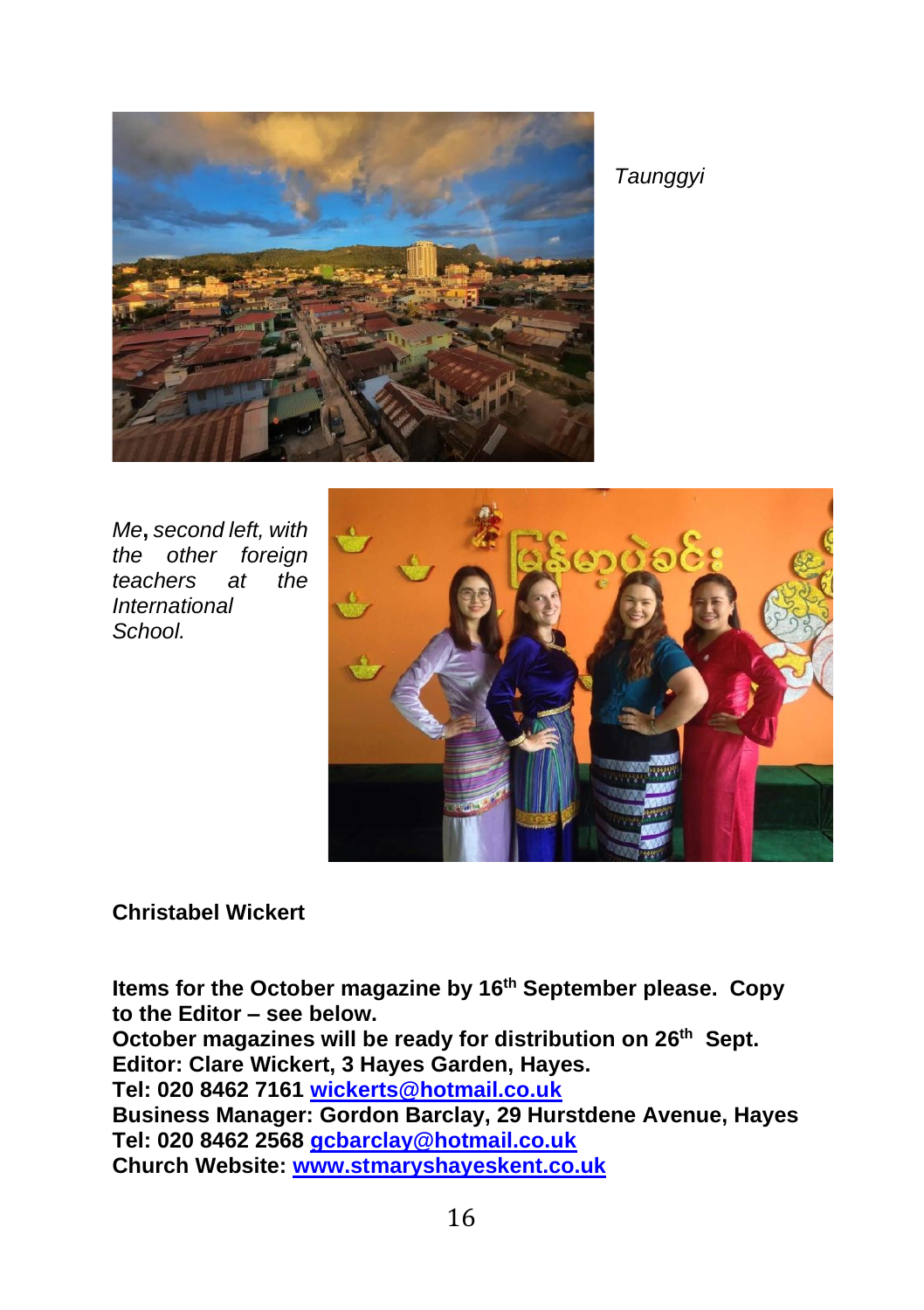*Taunggyi*

*Me*, *second left, with the other foreign teachers at the International School.*

**Christabel Wickert**

**Items for the October magazine by 16th September please. Copy to the Editor – see below.**
**October magazines will be ready for distribution on 26th Sept.**
**Editor: Clare Wickert, 3 Hayes Garden, Hayes.**
**Tel: 020 8462 7161 wickerts@hotmail.co.uk**
**Business Manager: Gordon Barclay, 29 Hurstdene Avenue, Hayes**
**Tel: 020 8462 2568 gcbarclay@hotmail.co.uk**
**Church Website: www.stmaryshayeskent.co.uk**